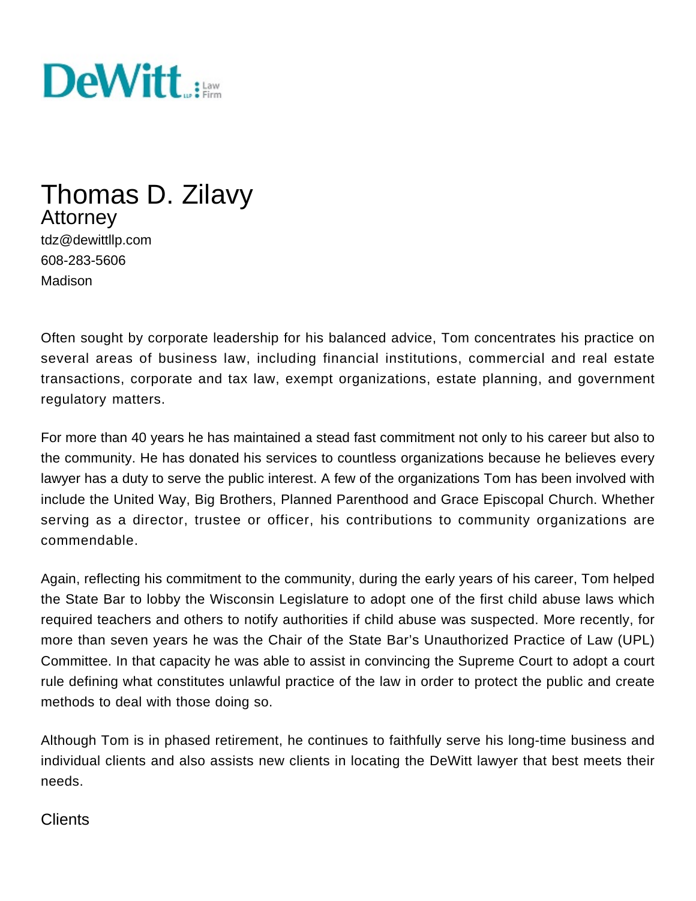DeWitt LLP Law Firm

# Thomas D. Zilavy

## Attorney

tdz@dewittllp.com
608-283-5606
Madison

Often sought by corporate leadership for his balanced advice, Tom concentrates his practice on several areas of business law, including financial institutions, commercial and real estate transactions, corporate and tax law, exempt organizations, estate planning, and government regulatory matters.

For more than 40 years he has maintained a stead fast commitment not only to his career but also to the community. He has donated his services to countless organizations because he believes every lawyer has a duty to serve the public interest. A few of the organizations Tom has been involved with include the United Way, Big Brothers, Planned Parenthood and Grace Episcopal Church. Whether serving as a director, trustee or officer, his contributions to community organizations are commendable.

Again, reflecting his commitment to the community, during the early years of his career, Tom helped the State Bar to lobby the Wisconsin Legislature to adopt one of the first child abuse laws which required teachers and others to notify authorities if child abuse was suspected. More recently, for more than seven years he was the Chair of the State Bar's Unauthorized Practice of Law (UPL) Committee. In that capacity he was able to assist in convincing the Supreme Court to adopt a court rule defining what constitutes unlawful practice of the law in order to protect the public and create methods to deal with those doing so.

Although Tom is in phased retirement, he continues to faithfully serve his long-time business and individual clients and also assists new clients in locating the DeWitt lawyer that best meets their needs.

## Clients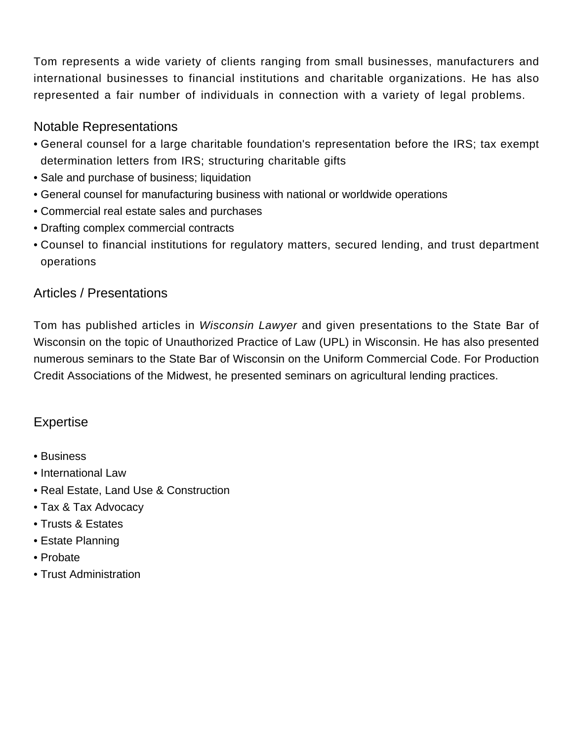Tom represents a wide variety of clients ranging from small businesses, manufacturers and international businesses to financial institutions and charitable organizations. He has also represented a fair number of individuals in connection with a variety of legal problems.

## Notable Representations

- General counsel for a large charitable foundation's representation before the IRS; tax exempt determination letters from IRS; structuring charitable gifts
- Sale and purchase of business; liquidation
- General counsel for manufacturing business with national or worldwide operations
- Commercial real estate sales and purchases
- Drafting complex commercial contracts
- Counsel to financial institutions for regulatory matters, secured lending, and trust department operations

## Articles / Presentations

Tom has published articles in *Wisconsin Lawyer* and given presentations to the State Bar of Wisconsin on the topic of Unauthorized Practice of Law (UPL) in Wisconsin. He has also presented numerous seminars to the State Bar of Wisconsin on the Uniform Commercial Code. For Production Credit Associations of the Midwest, he presented seminars on agricultural lending practices.

## Expertise

- Business
- International Law
- Real Estate, Land Use & Construction
- Tax & Tax Advocacy
- Trusts & Estates
- Estate Planning
- Probate
- Trust Administration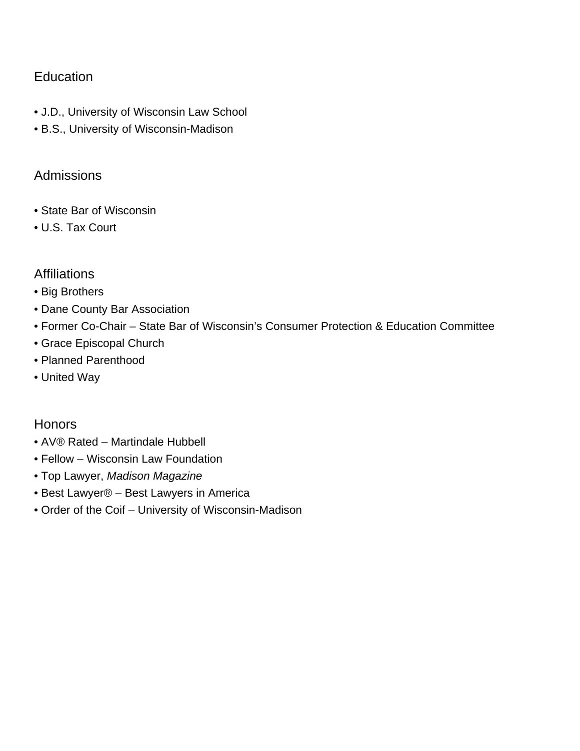## Education

- J.D., University of Wisconsin Law School
- B.S., University of Wisconsin-Madison

## Admissions

- State Bar of Wisconsin
- U.S. Tax Court

## Affiliations

- Big Brothers
- Dane County Bar Association
- Former Co-Chair – State Bar of Wisconsin's Consumer Protection & Education Committee
- Grace Episcopal Church
- Planned Parenthood
- United Way

## Honors

- AV® Rated – Martindale Hubbell
- Fellow – Wisconsin Law Foundation
- Top Lawyer, *Madison Magazine*
- Best Lawyer® – Best Lawyers in America
- Order of the Coif – University of Wisconsin-Madison